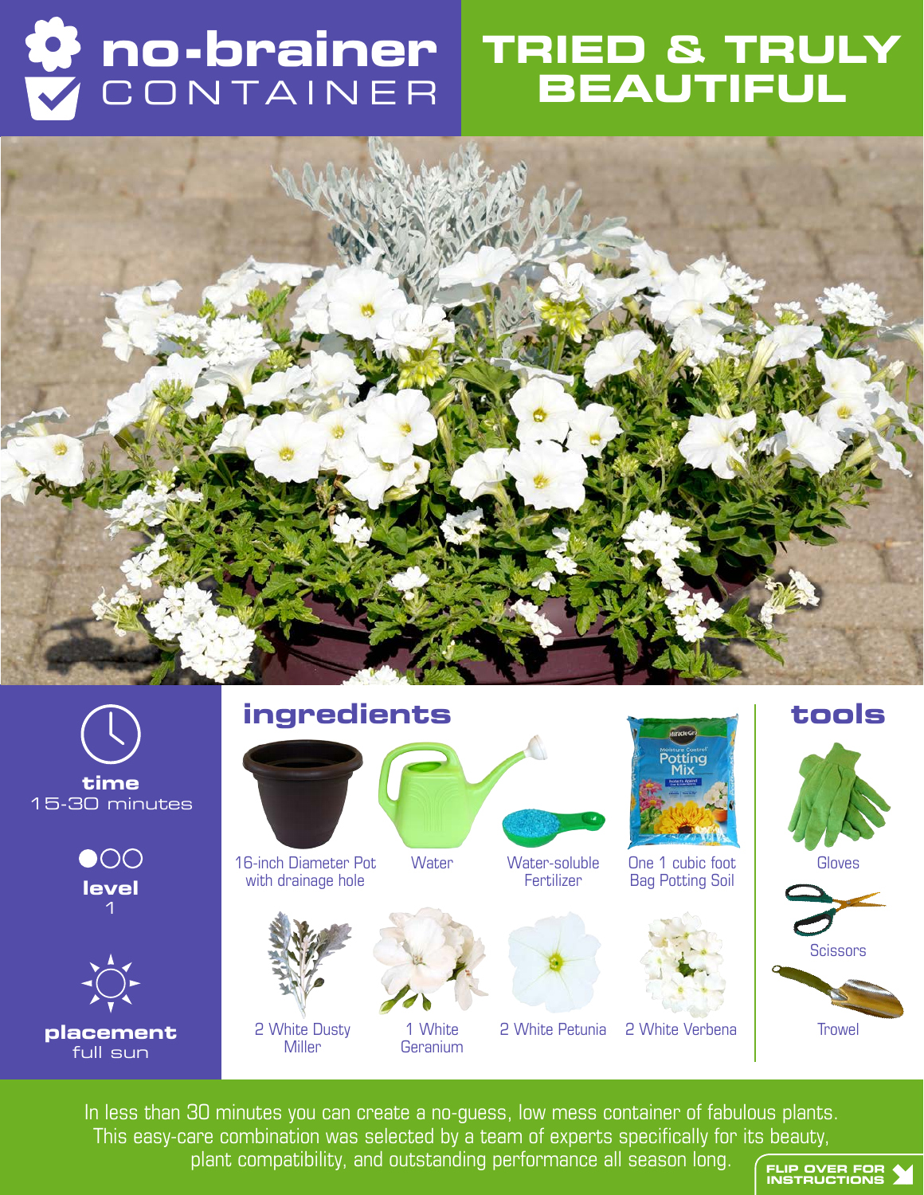# no-brainer CONTAINER

# TRIED & TRULY BEAUTIFUL

**time**
15-30 minutes

**level**
1

**placement**
full sun

## ingredients

- 16-inch Diameter Pot with drainage hole
- Water
- Water-soluble Fertilizer
- One 1 cubic foot Bag Potting Soil
- 2 White Dusty Miller
- 1 White Geranium
- 2 White Petunia
- 2 White Verbena

## tools

- Gloves
- Scissors
- Trowel

In less than 30 minutes you can create a no-guess, low mess container of fabulous plants. This easy-care combination was selected by a team of experts specifically for its beauty, plant compatibility, and outstanding performance all season long.

**FLIP OVER FOR INSTRUCTIONS**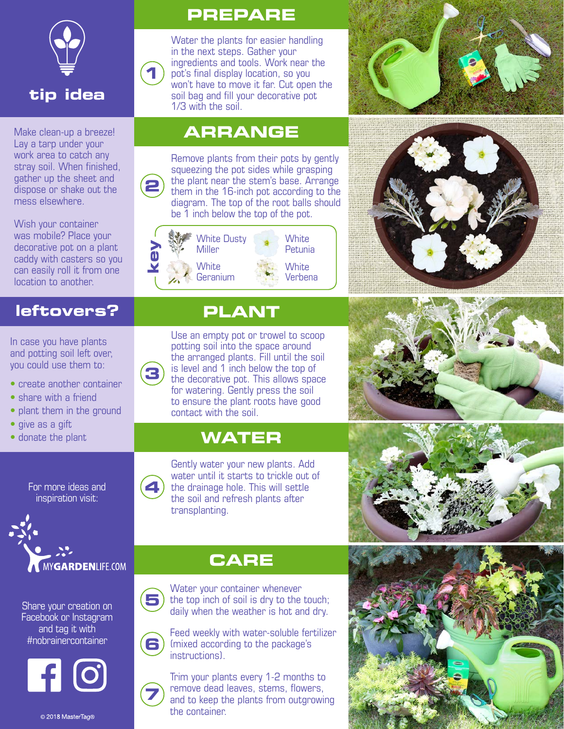## tip idea

Make clean-up a breeze! Lay a tarp under your work area to catch any stray soil. When finished, gather up the sheet and dispose or shake out the mess elsewhere.

Wish your container was mobile? Place your decorative pot on a plant caddy with casters so you can easily roll it from one location to another.

## leftovers?

In case you have plants and potting soil left over, you could use them to:

- create another container
- share with a friend
- plant them in the ground
- give as a gift
- donate the plant

For more ideas and inspiration visit:

MYGARDENLIFE.COM

Share your creation on Facebook or Instagram and tag it with #nobrainercontainer

© 2018 MasterTag®

## PREPARE

**1** Water the plants for easier handling in the next steps. Gather your ingredients and tools. Work near the pot's final display location, so you won't have to move it far. Cut open the soil bag and fill your decorative pot 1/3 with the soil.

## ARRANGE

**2** Remove plants from their pots by gently squeezing the pot sides while grasping the plant near the stem's base. Arrange them in the 16-inch pot according to the diagram. The top of the root balls should be 1 inch below the top of the pot.

**key**

- White Dusty Miller
- White Petunia
- White Geranium
- White Verbena

## PLANT

**3** Use an empty pot or trowel to scoop potting soil into the space around the arranged plants. Fill until the soil is level and 1 inch below the top of the decorative pot. This allows space for watering. Gently press the soil to ensure the plant roots have good contact with the soil.

## WATER

**4** Gently water your new plants. Add water until it starts to trickle out of the drainage hole. This will settle the soil and refresh plants after transplanting.

## CARE

**5** Water your container whenever the top inch of soil is dry to the touch; daily when the weather is hot and dry.

**6** Feed weekly with water-soluble fertilizer (mixed according to the package's instructions).

**7** Trim your plants every 1-2 months to remove dead leaves, stems, flowers, and to keep the plants from outgrowing the container.